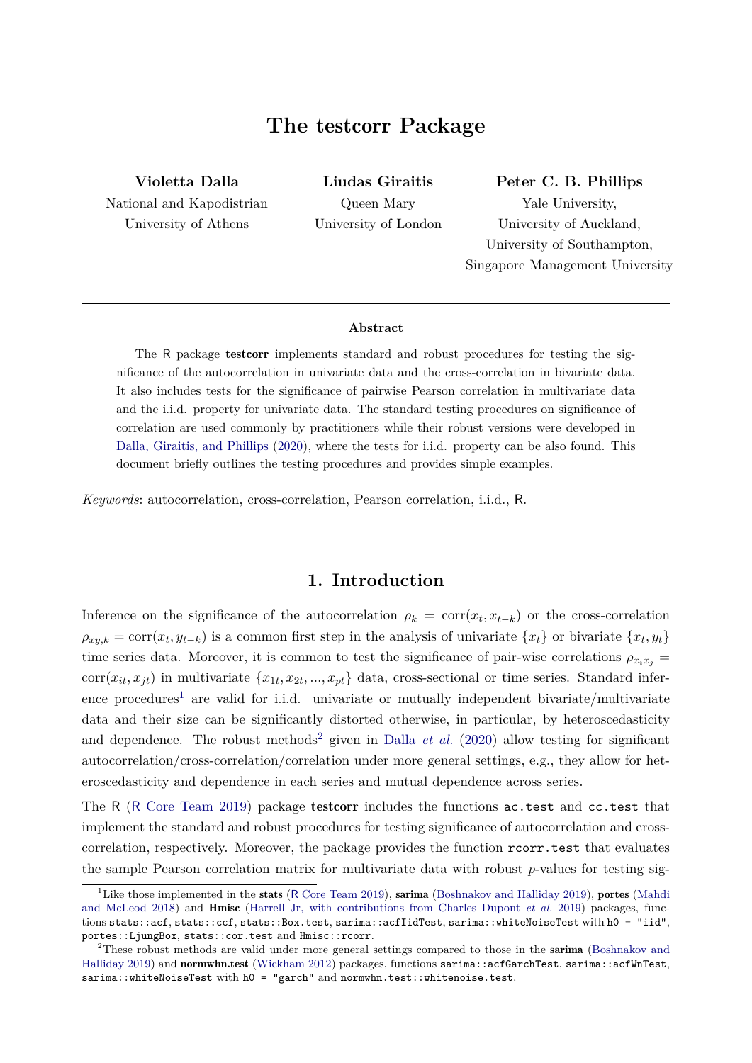# The testcorr Package

**Violetta Dalla**
National and Kapodistrian University of Athens

**Liudas Giraitis**
Queen Mary University of London

**Peter C. B. Phillips**
Yale University, University of Auckland, University of Southampton, Singapore Management University

---

**Abstract**

The R package **testcorr** implements standard and robust procedures for testing the significance of the autocorrelation in univariate data and the cross-correlation in bivariate data. It also includes tests for the significance of pairwise Pearson correlation in multivariate data and the i.i.d. property for univariate data. The standard testing procedures on significance of correlation are used commonly by practitioners while their robust versions were developed in Dalla, Giraitis, and Phillips (2020), where the tests for i.i.d. property can be also found. This document briefly outlines the testing procedures and provides simple examples.

*Keywords*: autocorrelation, cross-correlation, Pearson correlation, i.i.d., R.

---

## 1. Introduction

Inference on the significance of the autocorrelation $\rho_k = \text{corr}(x_t, x_{t-k})$ or the cross-correlation $\rho_{xy,k} = \text{corr}(x_t, y_{t-k})$ is a common first step in the analysis of univariate $\{x_t\}$ or bivariate $\{x_t, y_t\}$ time series data. Moreover, it is common to test the significance of pair-wise correlations $\rho_{x_i x_j} = \text{corr}(x_{it}, x_{jt})$ in multivariate $\{x_{1t}, x_{2t}, ..., x_{pt}\}$ data, cross-sectional or time series. Standard inference procedures[1] are valid for i.i.d. univariate or mutually independent bivariate/multivariate data and their size can be significantly distorted otherwise, in particular, by heteroscedasticity and dependence. The robust methods[2] given in Dalla *et al.* (2020) allow testing for significant autocorrelation/cross-correlation/correlation under more general settings, e.g., they allow for heteroscedasticity and dependence in each series and mutual dependence across series.

The R (R Core Team 2019) package **testcorr** includes the functions `ac.test` and `cc.test` that implement the standard and robust procedures for testing significance of autocorrelation and cross-correlation, respectively. Moreover, the package provides the function `rcorr.test` that evaluates the sample Pearson correlation matrix for multivariate data with robust $p$-values for testing sig-

---

[1] Like those implemented in the **stats** (R Core Team 2019), **sarima** (Boshnakov and Halliday 2019), **portes** (Mahdi and McLeod 2018) and **Hmisc** (Harrell Jr, with contributions from Charles Dupont *et al.* 2019) packages, functions `stats::acf`, `stats::ccf`, `stats::Box.test`, `sarima::acfIidTest`, `sarima::whiteNoiseTest` with `h0 = "iid"`, `portes::LjungBox`, `stats::cor.test` and `Hmisc::rcorr`.

[2] These robust methods are valid under more general settings compared to those in the **sarima** (Boshnakov and Halliday 2019) and **normwhn.test** (Wickham 2012) packages, functions `sarima::acfGarchTest`, `sarima::acfWnTest`, `sarima::whiteNoiseTest` with `h0 = "garch"` and `normwhn.test::whitenoise.test`.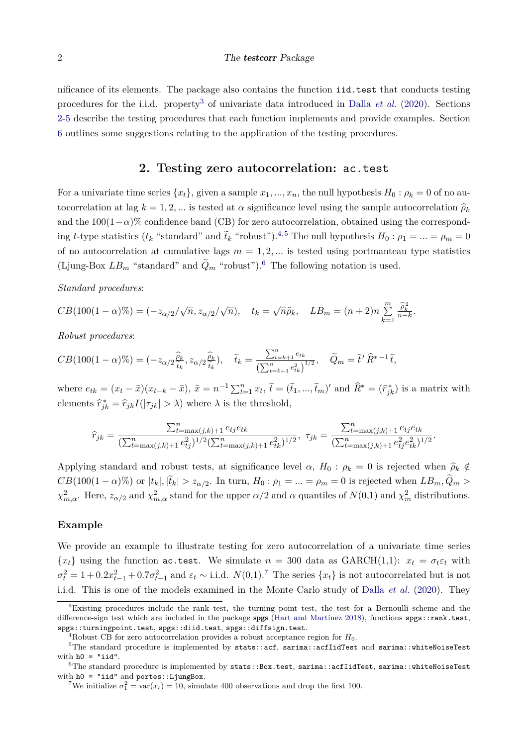nificance of its elements. The package also contains the function `iid.test` that conducts testing procedures for the i.i.d. property[3] of univariate data introduced in Dalla *et al.* (2020). Sections 2-5 describe the testing procedures that each function implements and provide examples. Section 6 outlines some suggestions relating to the application of the testing procedures.

## 2. Testing zero autocorrelation: `ac.test`

For a univariate time series $\{x_t\}$, given a sample $x_1, ..., x_n$, the null hypothesis $H_0 : \rho_k = 0$ of no autocorrelation at lag $k = 1, 2, ...$ is tested at $\alpha$ significance level using the sample autocorrelation $\widehat{\rho}_k$ and the $100(1-\alpha)\%$ confidence band (CB) for zero autocorrelation, obtained using the corresponding $t$-type statistics ($t_k$ "standard" and $\widetilde{t}_k$ "robust").[4,5] The null hypothesis $H_0 : \rho_1 = ... = \rho_m = 0$ of no autocorrelation at cumulative lags $m = 1, 2, ...$ is tested using portmanteau type statistics (Ljung-Box $LB_m$ "standard" and $\widetilde{Q}_m$ "robust").[6] The following notation is used.

*Standard procedures*:

$$CB(100(1-\alpha)\%) = (-z_{\alpha/2}/\sqrt{n}, z_{\alpha/2}/\sqrt{n}), \quad t_k = \sqrt{n}\widehat{\rho}_k, \quad LB_m = (n+2)n\sum_{k=1}^{m}\frac{\widehat{\rho}_k^2}{n-k}.$$

*Robust procedures*:

$$CB(100(1-\alpha)\%) = (-z_{\alpha/2}\frac{\widehat{\rho}_k}{\widetilde{t}_k}, z_{\alpha/2}\frac{\widehat{\rho}_k}{\widetilde{t}_k}), \quad \widetilde{t}_k = \frac{\sum_{t=k+1}^{n} e_{tk}}{\left(\sum_{t=k+1}^{n} e_{tk}^2\right)^{1/2}}, \quad \widetilde{Q}_m = \widetilde{t}'\,\widehat{R}^{*-1}\,\widetilde{t},$$

where $e_{tk} = (x_t - \bar{x})(x_{t-k} - \bar{x})$, $\bar{x} = n^{-1}\sum_{t=1}^{n} x_t$, $\widetilde{t} = (\widetilde{t}_1, ..., \widetilde{t}_m)'$ and $\widehat{R}^* = (\widehat{r}^*_{jk})$ is a matrix with elements $\widehat{r}^*_{jk} = \widehat{r}_{jk} I(|\tau_{jk}| > \lambda)$ where $\lambda$ is the threshold,

$$\widehat{r}_{jk} = \frac{\sum_{t=\max(j,k)+1}^{n} e_{tj}e_{tk}}{(\sum_{t=\max(j,k)+1}^{n} e_{tj}^2)^{1/2}(\sum_{t=\max(j,k)+1}^{n} e_{tk}^2)^{1/2}}, \; \tau_{jk} = \frac{\sum_{t=\max(j,k)+1}^{n} e_{tj}e_{tk}}{(\sum_{t=\max(j,k)+1}^{n} e_{tj}^2 e_{tk}^2)^{1/2}}.$$

Applying standard and robust tests, at significance level $\alpha$, $H_0 : \rho_k = 0$ is rejected when $\widehat{\rho}_k \notin CB(100(1-\alpha)\%)$ or $|t_k|, |\widetilde{t}_k| > z_{\alpha/2}$. In turn, $H_0 : \rho_1 = ... = \rho_m = 0$ is rejected when $LB_m, \widetilde{Q}_m > \chi^2_{m,\alpha}$. Here, $z_{\alpha/2}$ and $\chi^2_{m,\alpha}$ stand for the upper $\alpha/2$ and $\alpha$ quantiles of $N(0,1)$ and $\chi^2_m$ distributions.

### Example

We provide an example to illustrate testing for zero autocorrelation of a univariate time series $\{x_t\}$ using the function `ac.test`. We simulate $n = 300$ data as GARCH(1,1): $x_t = \sigma_t \varepsilon_t$ with $\sigma_t^2 = 1 + 0.2x_{t-1}^2 + 0.7\sigma_{t-1}^2$ and $\varepsilon_t \sim$ i.i.d. $N(0,1)$.[7] The series $\{x_t\}$ is not autocorrelated but is not i.i.d. This is one of the models examined in the Monte Carlo study of Dalla *et al.* (2020). They

---

[3] Existing procedures include the rank test, the turning point test, the test for a Bernoulli scheme and the difference-sign test which are included in the package **spgs** (Hart and Martínez 2018), functions `spgs::rank.test`, `spgs::turningpoint.test`, `spgs::diid.test`, `spgs::diffsign.test`.

[4] Robust CB for zero autocorrelation provides a robust acceptance region for $H_0$.

[5] The standard procedure is implemented by `stats::acf`, `sarima::acfIidTest` and `sarima::whiteNoiseTest` with `h0 = "iid"`.

[6] The standard procedure is implemented by `stats::Box.test`, `sarima::acfIidTest`, `sarima::whiteNoiseTest` with `h0 = "iid"` and `portes::LjungBox`.

[7] We initialize $\sigma_1^2 = \text{var}(x_t) = 10$, simulate 400 observations and drop the first 100.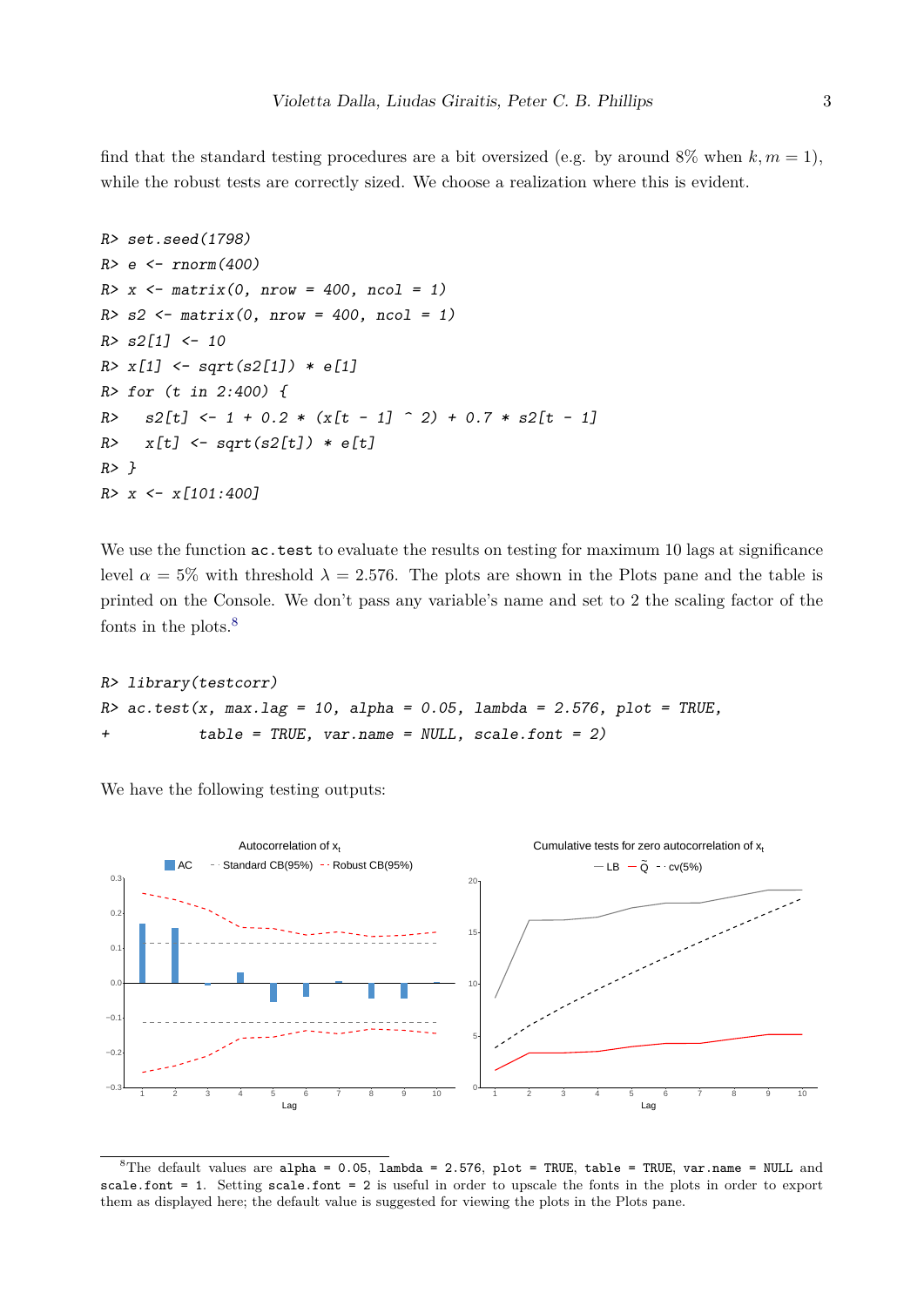find that the standard testing procedures are a bit oversized (e.g. by around 8% when $k, m = 1$), while the robust tests are correctly sized. We choose a realization where this is evident.

```
R> set.seed(1798)
R> e <- rnorm(400)
R> x <- matrix(0, nrow = 400, ncol = 1)
R> s2 <- matrix(0, nrow = 400, ncol = 1)
R> s2[1] <- 10
R> x[1] <- sqrt(s2[1]) * e[1]
R> for (t in 2:400) {
R>   s2[t] <- 1 + 0.2 * (x[t - 1] ^ 2) + 0.7 * s2[t - 1]
R>   x[t] <- sqrt(s2[t]) * e[t]
R> }
R> x <- x[101:400]
```

We use the function `ac.test` to evaluate the results on testing for maximum 10 lags at significance level $\alpha = 5\%$ with threshold $\lambda = 2.576$. The plots are shown in the Plots pane and the table is printed on the Console. We don't pass any variable's name and set to 2 the scaling factor of the fonts in the plots.[8]

```
R> library(testcorr)
R> ac.test(x, max.lag = 10, alpha = 0.05, lambda = 2.576, plot = TRUE,
+          table = TRUE, var.name = NULL, scale.font = 2)
```

We have the following testing outputs:

[8] The default values are `alpha = 0.05`, `lambda = 2.576`, `plot = TRUE`, `table = TRUE`, `var.name = NULL` and `scale.font = 1`. Setting `scale.font = 2` is useful in order to upscale the fonts in the plots in order to export them as displayed here; the default value is suggested for viewing the plots in the Plots pane.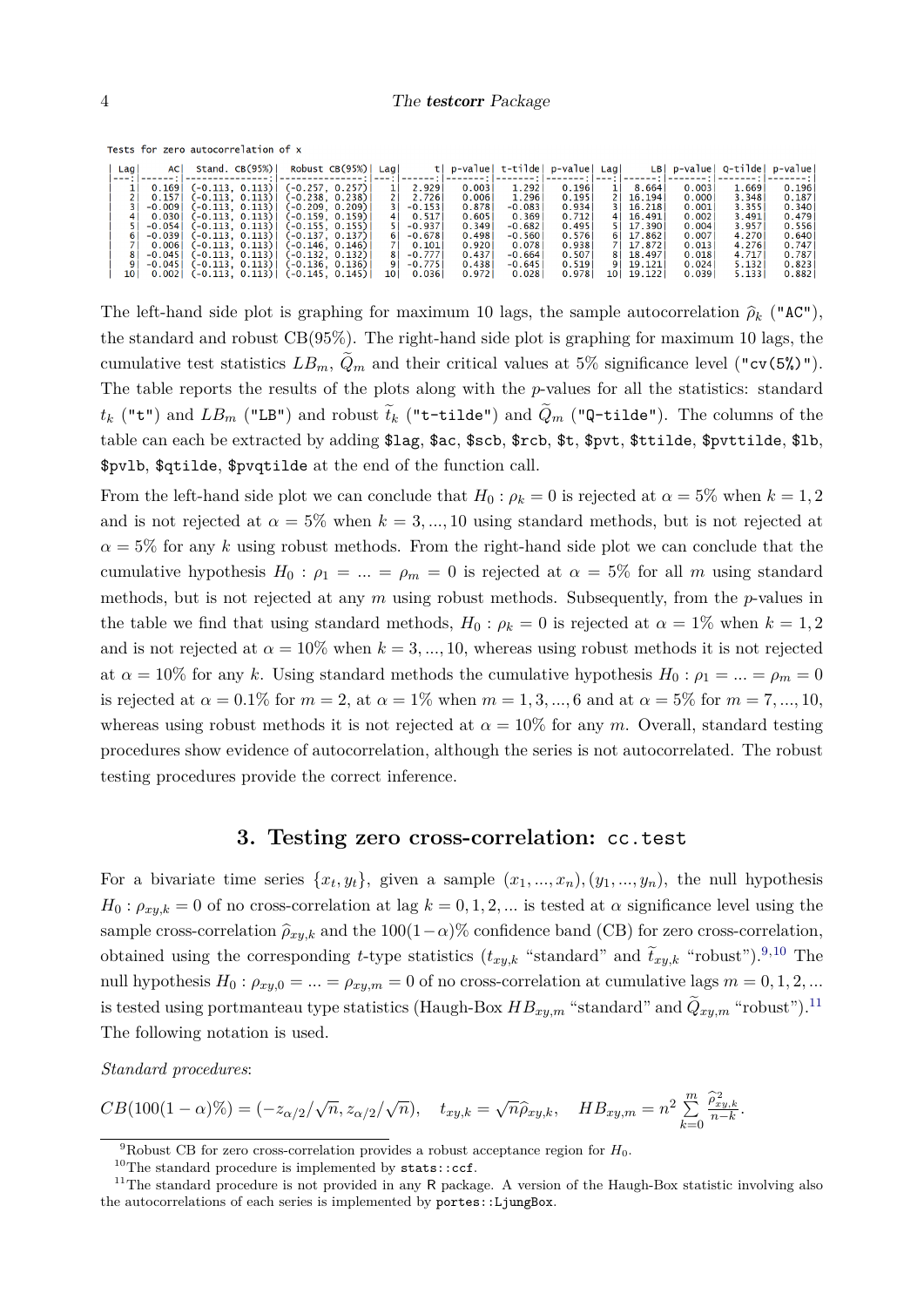Tests for zero autocorrelation of x

| Lag | AC | Stand. CB(95%) | Robust CB(95%) | Lag | t | p-value | t-tilde | p-value | Lag | LB | p-value | Q-tilde | p-value |
|---:|---:|---:|---:|---:|---:|---:|---:|---:|---:|---:|---:|---:|---:|
| 1 | 0.169 | (-0.113, 0.113) | (-0.257, 0.257) | 1 | 2.929 | 0.003 | 1.292 | 0.196 | 1 | 8.664 | 0.003 | 1.669 | 0.196 |
| 2 | 0.157 | (-0.113, 0.113) | (-0.238, 0.238) | 2 | 2.726 | 0.006 | 1.296 | 0.195 | 2 | 16.194 | 0.000 | 3.348 | 0.187 |
| 3 | -0.009 | (-0.113, 0.113) | (-0.209, 0.209) | 3 | -0.153 | 0.878 | -0.083 | 0.934 | 3 | 16.218 | 0.001 | 3.355 | 0.340 |
| 4 | 0.030 | (-0.113, 0.113) | (-0.159, 0.159) | 4 | 0.517 | 0.605 | 0.369 | 0.712 | 4 | 16.491 | 0.002 | 3.491 | 0.479 |
| 5 | -0.054 | (-0.113, 0.113) | (-0.155, 0.155) | 5 | -0.937 | 0.349 | -0.682 | 0.495 | 5 | 17.390 | 0.004 | 3.957 | 0.556 |
| 6 | -0.039 | (-0.113, 0.113) | (-0.137, 0.137) | 6 | -0.678 | 0.498 | -0.560 | 0.576 | 6 | 17.862 | 0.007 | 4.270 | 0.640 |
| 7 | 0.006 | (-0.113, 0.113) | (-0.146, 0.146) | 7 | 0.101 | 0.920 | 0.078 | 0.938 | 7 | 17.872 | 0.013 | 4.276 | 0.747 |
| 8 | -0.045 | (-0.113, 0.113) | (-0.132, 0.132) | 8 | -0.777 | 0.437 | -0.664 | 0.507 | 8 | 18.497 | 0.018 | 4.717 | 0.787 |
| 9 | -0.045 | (-0.113, 0.113) | (-0.136, 0.136) | 9 | -0.775 | 0.438 | -0.645 | 0.519 | 9 | 19.121 | 0.024 | 5.132 | 0.823 |
| 10 | 0.002 | (-0.113, 0.113) | (-0.145, 0.145) | 10 | 0.036 | 0.972 | 0.028 | 0.978 | 10 | 19.122 | 0.039 | 5.133 | 0.882 |

The left-hand side plot is graphing for maximum 10 lags, the sample autocorrelation $\widehat{\rho}_k$ (`"AC"`), the standard and robust CB(95%). The right-hand side plot is graphing for maximum 10 lags, the cumulative test statistics $LB_m$, $\widetilde{Q}_m$ and their critical values at 5% significance level (`"cv(5%)"`). The table reports the results of the plots along with the $p$-values for all the statistics: standard $t_k$ (`"t"`) and $LB_m$ (`"LB"`) and robust $\widetilde{t}_k$ (`"t-tilde"`) and $\widetilde{Q}_m$ (`"Q-tilde"`). The columns of the table can each be extracted by adding `$lag`, `$ac`, `$scb`, `$rcb`, `$t`, `$pvt`, `$ttilde`, `$pvttilde`, `$lb`, `$pvlb`, `$qtilde`, `$pvqtilde` at the end of the function call.

From the left-hand side plot we can conclude that $H_0 : \rho_k = 0$ is rejected at $\alpha = 5\%$ when $k = 1, 2$ and is not rejected at $\alpha = 5\%$ when $k = 3, ..., 10$ using standard methods, but is not rejected at $\alpha = 5\%$ for any $k$ using robust methods. From the right-hand side plot we can conclude that the cumulative hypothesis $H_0 : \rho_1 = ... = \rho_m = 0$ is rejected at $\alpha = 5\%$ for all $m$ using standard methods, but is not rejected at any $m$ using robust methods. Subsequently, from the $p$-values in the table we find that using standard methods, $H_0 : \rho_k = 0$ is rejected at $\alpha = 1\%$ when $k = 1, 2$ and is not rejected at $\alpha = 10\%$ when $k = 3, ..., 10$, whereas using robust methods it is not rejected at $\alpha = 10\%$ for any $k$. Using standard methods the cumulative hypothesis $H_0 : \rho_1 = ... = \rho_m = 0$ is rejected at $\alpha = 0.1\%$ for $m = 2$, at $\alpha = 1\%$ when $m = 1, 3, ..., 6$ and at $\alpha = 5\%$ for $m = 7, ..., 10$, whereas using robust methods it is not rejected at $\alpha = 10\%$ for any $m$. Overall, standard testing procedures show evidence of autocorrelation, although the series is not autocorrelated. The robust testing procedures provide the correct inference.

## 3. Testing zero cross-correlation: `cc.test`

For a bivariate time series $\{x_t, y_t\}$, given a sample $(x_1, ..., x_n), (y_1, ..., y_n)$, the null hypothesis $H_0 : \rho_{xy,k} = 0$ of no cross-correlation at lag $k = 0, 1, 2, ...$ is tested at $\alpha$ significance level using the sample cross-correlation $\widehat{\rho}_{xy,k}$ and the $100(1-\alpha)\%$ confidence band (CB) for zero cross-correlation, obtained using the corresponding $t$-type statistics ($t_{xy,k}$ "standard" and $\widetilde{t}_{xy,k}$ "robust").[9,10] The null hypothesis $H_0 : \rho_{xy,0} = ... = \rho_{xy,m} = 0$ of no cross-correlation at cumulative lags $m = 0, 1, 2, ...$ is tested using portmanteau type statistics (Haugh-Box $HB_{xy,m}$ "standard" and $\widetilde{Q}_{xy,m}$ "robust").[11] The following notation is used.

*Standard procedures*:

$$CB(100(1-\alpha)\%) = (-z_{\alpha/2}/\sqrt{n}, z_{\alpha/2}/\sqrt{n}), \quad t_{xy,k} = \sqrt{n}\widehat{\rho}_{xy,k}, \quad HB_{xy,m} = n^2 \sum_{k=0}^{m} \frac{\widehat{\rho}^2_{xy,k}}{n-k}.$$

---

[9] Robust CB for zero cross-correlation provides a robust acceptance region for $H_0$.

[10] The standard procedure is implemented by `stats::ccf`.

[11] The standard procedure is not provided in any R package. A version of the Haugh-Box statistic involving also the autocorrelations of each series is implemented by `portes::LjungBox`.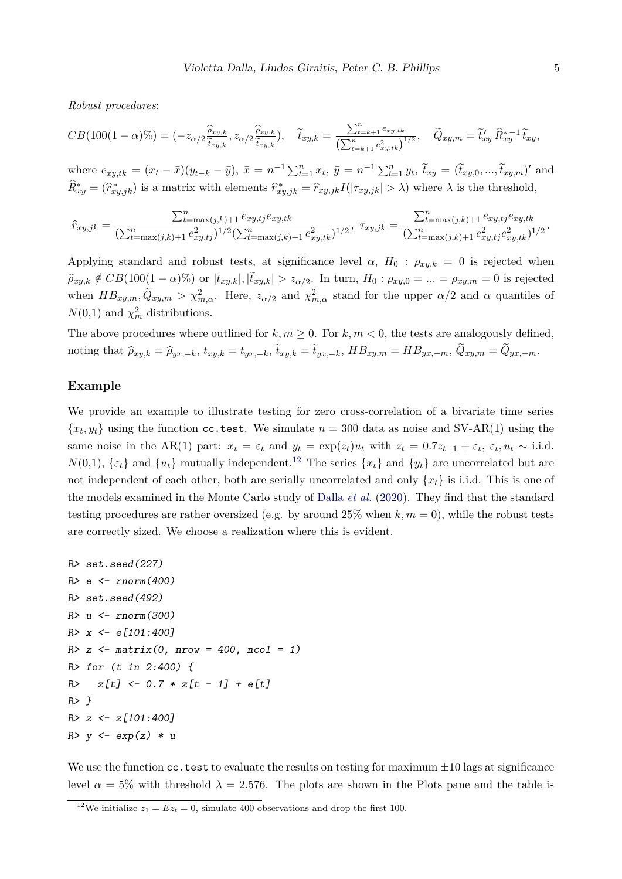*Robust procedures*:

$$CB(100(1-\alpha)\%) = (-z_{\alpha/2}\frac{\widehat{\rho}_{xy,k}}{\widetilde{t}_{xy,k}}, z_{\alpha/2}\frac{\widehat{\rho}_{xy,k}}{\widetilde{t}_{xy,k}}), \quad \widetilde{t}_{xy,k} = \frac{\sum_{t=k+1}^{n} e_{xy,tk}}{\left(\sum_{t=k+1}^{n} e_{xy,tk}^2\right)^{1/2}}, \quad \widetilde{Q}_{xy,m} = \widetilde{t}_{xy}' \widehat{R}_{xy}^{*-1} \widetilde{t}_{xy},$$

where $e_{xy,tk} = (x_t - \bar{x})(y_{t-k} - \bar{y})$, $\bar{x} = n^{-1}\sum_{t=1}^{n} x_t$, $\bar{y} = n^{-1}\sum_{t=1}^{n} y_t$, $\widetilde{t}_{xy} = (\widetilde{t}_{xy,0}, ..., \widetilde{t}_{xy,m})'$ and $\widehat{R}_{xy}^* = (\widehat{r}_{xy,jk}^*)$ is a matrix with elements $\widehat{r}_{xy,jk}^* = \widehat{r}_{xy,jk} I(|\tau_{xy,jk}| > \lambda)$ where $\lambda$ is the threshold,

$$\widehat{r}_{xy,jk} = \frac{\sum_{t=\max(j,k)+1}^{n} e_{xy,tj} e_{xy,tk}}{(\sum_{t=\max(j,k)+1}^{n} e_{xy,tj}^2)^{1/2} (\sum_{t=\max(j,k)+1}^{n} e_{xy,tk}^2)^{1/2}}, \ \tau_{xy,jk} = \frac{\sum_{t=\max(j,k)+1}^{n} e_{xy,tj} e_{xy,tk}}{(\sum_{t=\max(j,k)+1}^{n} e_{xy,tj}^2 e_{xy,tk}^2)^{1/2}}.$$

Applying standard and robust tests, at significance level $\alpha$, $H_0 : \rho_{xy,k} = 0$ is rejected when $\widehat{\rho}_{xy,k} \notin CB(100(1-\alpha)\%)$ or $|t_{xy,k}|, |\widetilde{t}_{xy,k}| > z_{\alpha/2}$. In turn, $H_0 : \rho_{xy,0} = ... = \rho_{xy,m} = 0$ is rejected when $HB_{xy,m}, \widetilde{Q}_{xy,m} > \chi^2_{m,\alpha}$. Here, $z_{\alpha/2}$ and $\chi^2_{m,\alpha}$ stand for the upper $\alpha/2$ and $\alpha$ quantiles of $N(0,1)$ and $\chi^2_m$ distributions.

The above procedures where outlined for $k, m \geq 0$. For $k, m < 0$, the tests are analogously defined, noting that $\widehat{\rho}_{xy,k} = \widehat{\rho}_{yx,-k}$, $t_{xy,k} = t_{yx,-k}$, $\widetilde{t}_{xy,k} = \widetilde{t}_{yx,-k}$, $HB_{xy,m} = HB_{yx,-m}$, $\widetilde{Q}_{xy,m} = \widetilde{Q}_{yx,-m}$.

## Example

We provide an example to illustrate testing for zero cross-correlation of a bivariate time series $\{x_t, y_t\}$ using the function `cc.test`. We simulate $n = 300$ data as noise and SV-AR(1) using the same noise in the AR(1) part: $x_t = \varepsilon_t$ and $y_t = \exp(z_t) u_t$ with $z_t = 0.7 z_{t-1} + \varepsilon_t$, $\varepsilon_t, u_t \sim$ i.i.d. $N(0,1)$, $\{\varepsilon_t\}$ and $\{u_t\}$ mutually independent.[12] The series $\{x_t\}$ and $\{y_t\}$ are uncorrelated but are not independent of each other, both are serially uncorrelated and only $\{x_t\}$ is i.i.d. This is one of the models examined in the Monte Carlo study of Dalla *et al.* (2020). They find that the standard testing procedures are rather oversized (e.g. by around 25% when $k, m = 0$), while the robust tests are correctly sized. We choose a realization where this is evident.

```
R> set.seed(227)
R> e <- rnorm(400)
R> set.seed(492)
R> u <- rnorm(300)
R> x <- e[101:400]
R> z <- matrix(0, nrow = 400, ncol = 1)
R> for (t in 2:400) {
R>   z[t] <- 0.7 * z[t - 1] + e[t]
R> }
R> z <- z[101:400]
R> y <- exp(z) * u
```

We use the function `cc.test` to evaluate the results on testing for maximum ±10 lags at significance level $\alpha = 5\%$ with threshold $\lambda = 2.576$. The plots are shown in the Plots pane and the table is

[12] We initialize $z_1 = Ez_t = 0$, simulate 400 observations and drop the first 100.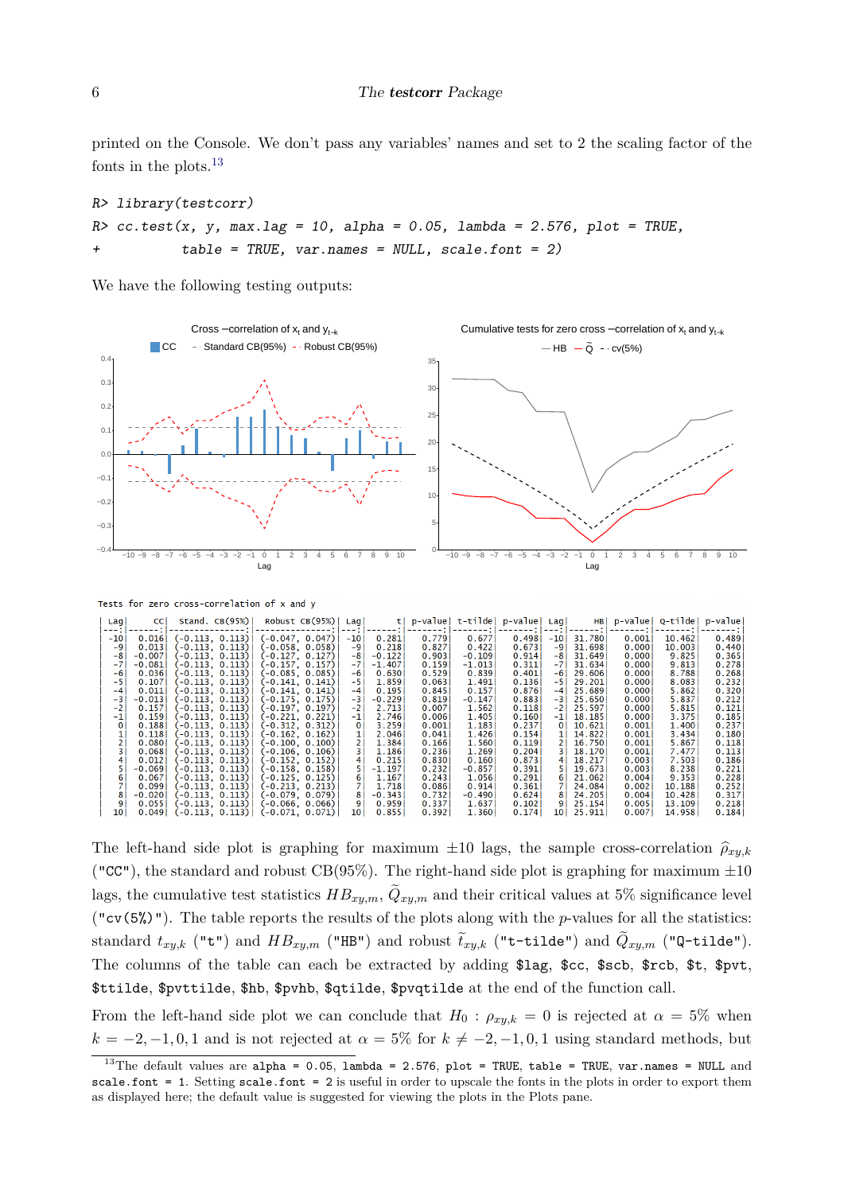printed on the Console. We don't pass any variables' names and set to 2 the scaling factor of the fonts in the plots.[13]

```
R> library(testcorr)
R> cc.test(x, y, max.lag = 10, alpha = 0.05, lambda = 2.576, plot = TRUE,
+          table = TRUE, var.names = NULL, scale.font = 2)
```

We have the following testing outputs:

Tests for zero cross-correlation of x and y

| Lag | CC | Stand. CB(95%) | Robust CB(95%) | Lag | t | p-value | t-tilde | p-value | Lag | HB | p-value | Q-tilde | p-value |
|---:|---:|---|---|---:|---:|---:|---:|---:|---:|---:|---:|---:|---:|
| -10 | 0.016 | (-0.113, 0.113) | (-0.047, 0.047) | -10 | 0.281 | 0.779 | 0.677 | 0.498 | -10 | 31.780 | 0.001 | 10.462 | 0.489 |
| -9 | 0.013 | (-0.113, 0.113) | (-0.058, 0.058) | -9 | 0.218 | 0.827 | 0.422 | 0.673 | -9 | 31.698 | 0.000 | 10.003 | 0.440 |
| -8 | -0.007 | (-0.113, 0.113) | (-0.127, 0.127) | -8 | -0.122 | 0.903 | -0.109 | 0.914 | -8 | 31.649 | 0.000 | 9.825 | 0.365 |
| -7 | -0.081 | (-0.113, 0.113) | (-0.157, 0.157) | -7 | -1.407 | 0.159 | -1.013 | 0.311 | -7 | 31.634 | 0.000 | 9.813 | 0.278 |
| -6 | 0.036 | (-0.113, 0.113) | (-0.085, 0.085) | -6 | 0.630 | 0.529 | 0.839 | 0.401 | -6 | 29.606 | 0.000 | 8.788 | 0.268 |
| -5 | 0.107 | (-0.113, 0.113) | (-0.141, 0.141) | -5 | 1.859 | 0.063 | 1.491 | 0.136 | -5 | 29.201 | 0.000 | 8.083 | 0.232 |
| -4 | 0.011 | (-0.113, 0.113) | (-0.141, 0.141) | -4 | 0.195 | 0.845 | 0.157 | 0.876 | -4 | 25.689 | 0.000 | 5.862 | 0.320 |
| -3 | -0.013 | (-0.113, 0.113) | (-0.175, 0.175) | -3 | -0.229 | 0.819 | -0.147 | 0.883 | -3 | 25.650 | 0.000 | 5.837 | 0.212 |
| -2 | 0.157 | (-0.113, 0.113) | (-0.197, 0.197) | -2 | 2.713 | 0.007 | 1.562 | 0.118 | -2 | 25.597 | 0.000 | 5.815 | 0.121 |
| -1 | 0.159 | (-0.113, 0.113) | (-0.221, 0.221) | -1 | 2.746 | 0.006 | 1.405 | 0.160 | -1 | 18.185 | 0.000 | 3.375 | 0.185 |
| 0 | 0.188 | (-0.113, 0.113) | (-0.312, 0.312) | 0 | 3.259 | 0.001 | 1.183 | 0.237 | 0 | 10.621 | 0.001 | 1.400 | 0.237 |
| 1 | 0.118 | (-0.113, 0.113) | (-0.162, 0.162) | 1 | 2.046 | 0.041 | 1.426 | 0.154 | 1 | 14.822 | 0.001 | 3.434 | 0.180 |
| 2 | 0.080 | (-0.113, 0.113) | (-0.100, 0.100) | 2 | 1.384 | 0.166 | 1.560 | 0.119 | 2 | 16.750 | 0.001 | 5.867 | 0.118 |
| 3 | 0.068 | (-0.113, 0.113) | (-0.106, 0.106) | 3 | 1.186 | 0.236 | 1.269 | 0.204 | 3 | 18.170 | 0.001 | 7.477 | 0.113 |
| 4 | 0.012 | (-0.113, 0.113) | (-0.152, 0.152) | 4 | 0.215 | 0.830 | 0.160 | 0.873 | 4 | 18.217 | 0.003 | 7.503 | 0.186 |
| 5 | -0.069 | (-0.113, 0.113) | (-0.158, 0.158) | 5 | -1.197 | 0.232 | -0.857 | 0.391 | 5 | 19.673 | 0.003 | 8.238 | 0.221 |
| 6 | 0.067 | (-0.113, 0.113) | (-0.125, 0.125) | 6 | 1.167 | 0.243 | 1.056 | 0.291 | 6 | 21.062 | 0.004 | 9.353 | 0.228 |
| 7 | 0.099 | (-0.113, 0.113) | (-0.213, 0.213) | 7 | 1.718 | 0.086 | 0.914 | 0.361 | 7 | 24.084 | 0.002 | 10.188 | 0.252 |
| 8 | -0.020 | (-0.113, 0.113) | (-0.079, 0.079) | 8 | -0.343 | 0.732 | -0.490 | 0.624 | 8 | 24.205 | 0.004 | 10.428 | 0.317 |
| 9 | 0.055 | (-0.113, 0.113) | (-0.066, 0.066) | 9 | 0.959 | 0.337 | 1.637 | 0.102 | 9 | 25.154 | 0.005 | 13.109 | 0.218 |
| 10 | 0.049 | (-0.113, 0.113) | (-0.071, 0.071) | 10 | 0.855 | 0.392 | 1.360 | 0.174 | 10 | 25.911 | 0.007 | 14.958 | 0.184 |

The left-hand side plot is graphing for maximum ±10 lags, the sample cross-correlation $\widehat{\rho}_{xy,k}$ (`"CC"`), the standard and robust CB(95%). The right-hand side plot is graphing for maximum ±10 lags, the cumulative test statistics $HB_{xy,m}$, $\widetilde{Q}_{xy,m}$ and their critical values at 5% significance level (`"cv(5%)"`). The table reports the results of the plots along with the $p$-values for all the statistics: standard $t_{xy,k}$ (`"t"`) and $HB_{xy,m}$ (`"HB"`) and robust $\widetilde{t}_{xy,k}$ (`"t-tilde"`) and $\widetilde{Q}_{xy,m}$ (`"Q-tilde"`). The columns of the table can each be extracted by adding `$lag`, `$cc`, `$scb`, `$rcb`, `$t`, `$pvt`, `$ttilde`, `$pvttilde`, `$hb`, `$pvhb`, `$qtilde`, `$pvqtilde` at the end of the function call.

From the left-hand side plot we can conclude that $H_0 : \rho_{xy,k} = 0$ is rejected at $\alpha = 5\%$ when $k = -2, -1, 0, 1$ and is not rejected at $\alpha = 5\%$ for $k \neq -2, -1, 0, 1$ using standard methods, but

[13] The default values are `alpha = 0.05`, `lambda = 2.576`, `plot = TRUE`, `table = TRUE`, `var.names = NULL` and `scale.font = 1`. Setting `scale.font = 2` is useful in order to upscale the fonts in the plots in order to export them as displayed here; the default value is suggested for viewing the plots in the Plots pane.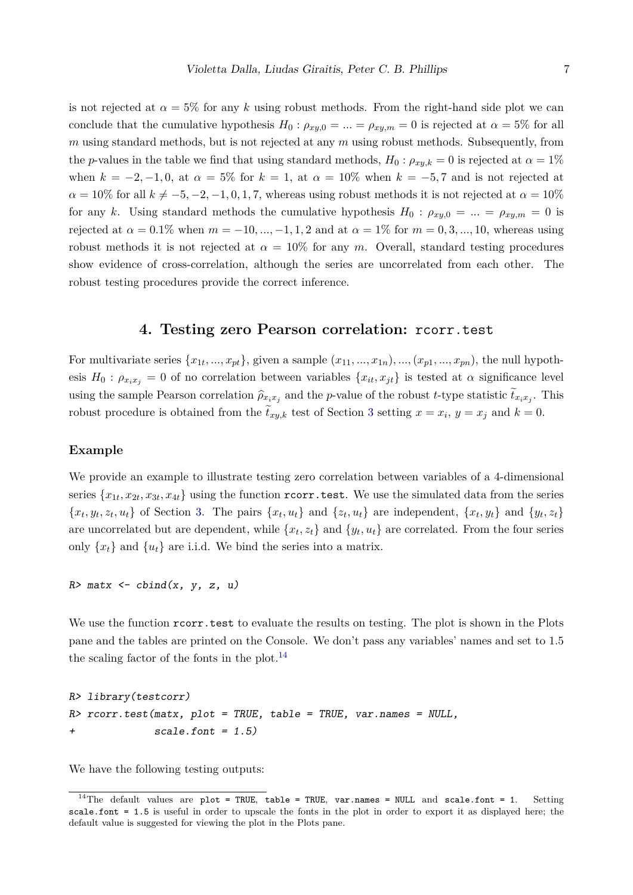is not rejected at $\alpha = 5\%$ for any $k$ using robust methods. From the right-hand side plot we can conclude that the cumulative hypothesis $H_0 : \rho_{xy,0} = ... = \rho_{xy,m} = 0$ is rejected at $\alpha = 5\%$ for all $m$ using standard methods, but is not rejected at any $m$ using robust methods. Subsequently, from the $p$-values in the table we find that using standard methods, $H_0 : \rho_{xy,k} = 0$ is rejected at $\alpha = 1\%$ when $k = -2, -1, 0$, at $\alpha = 5\%$ for $k = 1$, at $\alpha = 10\%$ when $k = -5, 7$ and is not rejected at $\alpha = 10\%$ for all $k \neq -5, -2, -1, 0, 1, 7$, whereas using robust methods it is not rejected at $\alpha = 10\%$ for any $k$. Using standard methods the cumulative hypothesis $H_0 : \rho_{xy,0} = ... = \rho_{xy,m} = 0$ is rejected at $\alpha = 0.1\%$ when $m = -10, ..., -1, 1, 2$ and at $\alpha = 1\%$ for $m = 0, 3, ..., 10$, whereas using robust methods it is not rejected at $\alpha = 10\%$ for any $m$. Overall, standard testing procedures show evidence of cross-correlation, although the series are uncorrelated from each other. The robust testing procedures provide the correct inference.

## 4. Testing zero Pearson correlation: rcorr.test

For multivariate series $\{x_{1t}, ..., x_{pt}\}$, given a sample $(x_{11}, ..., x_{1n}), ..., (x_{p1}, ..., x_{pn})$, the null hypothesis $H_0 : \rho_{x_i x_j} = 0$ of no correlation between variables $\{x_{it}, x_{jt}\}$ is tested at $\alpha$ significance level using the sample Pearson correlation $\widehat{\rho}_{x_i x_j}$ and the $p$-value of the robust $t$-type statistic $\widetilde{t}_{x_i x_j}$. This robust procedure is obtained from the $\widetilde{t}_{xy,k}$ test of Section 3 setting $x = x_i$, $y = x_j$ and $k = 0$.

### Example

We provide an example to illustrate testing zero correlation between variables of a 4-dimensional series $\{x_{1t}, x_{2t}, x_{3t}, x_{4t}\}$ using the function `rcorr.test`. We use the simulated data from the series $\{x_t, y_t, z_t, u_t\}$ of Section 3. The pairs $\{x_t, u_t\}$ and $\{z_t, u_t\}$ are independent, $\{x_t, y_t\}$ and $\{y_t, z_t\}$ are uncorrelated but are dependent, while $\{x_t, z_t\}$ and $\{y_t, u_t\}$ are correlated. From the four series only $\{x_t\}$ and $\{u_t\}$ are i.i.d. We bind the series into a matrix.

```
R> matx <- cbind(x, y, z, u)
```

We use the function `rcorr.test` to evaluate the results on testing. The plot is shown in the Plots pane and the tables are printed on the Console. We don't pass any variables' names and set to 1.5 the scaling factor of the fonts in the plot.[14]

```
R> library(testcorr)
R> rcorr.test(matx, plot = TRUE, table = TRUE, var.names = NULL,
+             scale.font = 1.5)
```

We have the following testing outputs:

[14]The default values are `plot = TRUE`, `table = TRUE`, `var.names = NULL` and `scale.font = 1`. Setting `scale.font = 1.5` is useful in order to upscale the fonts in the plot in order to export it as displayed here; the default value is suggested for viewing the plot in the Plots pane.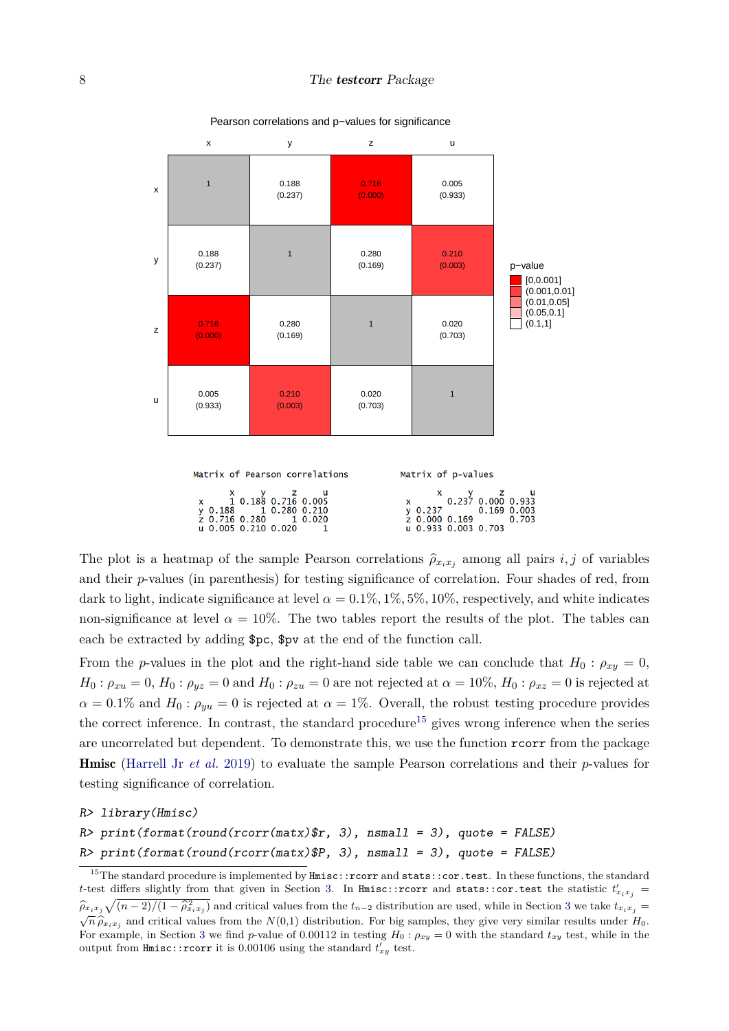Pearson correlations and p−values for significance

|   | x | y | z | u |
|---|---|---|---|---|
| x | 1 | 0.188 (0.237) | 0.716 (0.000) | 0.005 (0.933) |
| y | 0.188 (0.237) | 1 | 0.280 (0.169) | 0.210 (0.003) |
| z | 0.716 (0.000) | 0.280 (0.169) | 1 | 0.020 (0.703) |
| u | 0.005 (0.933) | 0.210 (0.003) | 0.020 (0.703) | 1 |

p−value: [0,0.001], (0.001,0.01], (0.01,0.05], (0.05,0.1], (0.1,1]

```
Matrix of Pearson correlations

      x     y     z     u
x     1 0.188 0.716 0.005
y 0.188     1 0.280 0.210
z 0.716 0.280     1 0.020
u 0.005 0.210 0.020     1
```

```
Matrix of p-values

      x     y     z     u
x       0.237 0.000 0.933
y 0.237       0.169 0.003
z 0.000 0.169       0.703
u 0.933 0.003 0.703
```

The plot is a heatmap of the sample Pearson correlations $\widehat{\rho}_{x_i x_j}$ among all pairs $i, j$ of variables and their $p$-values (in parenthesis) for testing significance of correlation. Four shades of red, from dark to light, indicate significance at level $\alpha = 0.1\%, 1\%, 5\%, 10\%$, respectively, and white indicates non-significance at level $\alpha = 10\%$. The two tables report the results of the plot. The tables can each be extracted by adding `$pc`, `$pv` at the end of the function call.

From the $p$-values in the plot and the right-hand side table we can conclude that $H_0 : \rho_{xy} = 0$, $H_0 : \rho_{xu} = 0$, $H_0 : \rho_{yz} = 0$ and $H_0 : \rho_{zu} = 0$ are not rejected at $\alpha = 10\%$, $H_0 : \rho_{xz} = 0$ is rejected at $\alpha = 0.1\%$ and $H_0 : \rho_{yu} = 0$ is rejected at $\alpha = 1\%$. Overall, the robust testing procedure provides the correct inference. In contrast, the standard procedure[15] gives wrong inference when the series are uncorrelated but dependent. To demonstrate this, we use the function `rcorr` from the package **Hmisc** (Harrell Jr *et al.* 2019) to evaluate the sample Pearson correlations and their $p$-values for testing significance of correlation.

```
R> library(Hmisc)
R> print(format(round(rcorr(matx)$r, 3), nsmall = 3), quote = FALSE)
R> print(format(round(rcorr(matx)$P, 3), nsmall = 3), quote = FALSE)
```

[15] The standard procedure is implemented by `Hmisc::rcorr` and `stats::cor.test`. In these functions, the standard $t$-test differs slightly from that given in Section 3. In `Hmisc::rcorr` and `stats::cor.test` the statistic $t'_{x_i x_j} = \widehat{\rho}_{x_i x_j} \sqrt{(n-2)/(1-\widehat{\rho}^2_{x_i x_j})}$ and critical values from the $t_{n-2}$ distribution are used, while in Section 3 we take $t_{x_i x_j} = \sqrt{n}\, \widehat{\rho}_{x_i x_j}$ and critical values from the $N(0,1)$ distribution. For big samples, they give very similar results under $H_0$. For example, in Section 3 we find $p$-value of 0.00112 in testing $H_0 : \rho_{xy} = 0$ with the standard $t_{xy}$ test, while in the output from `Hmisc::rcorr` it is 0.00106 using the standard $t'_{xy}$ test.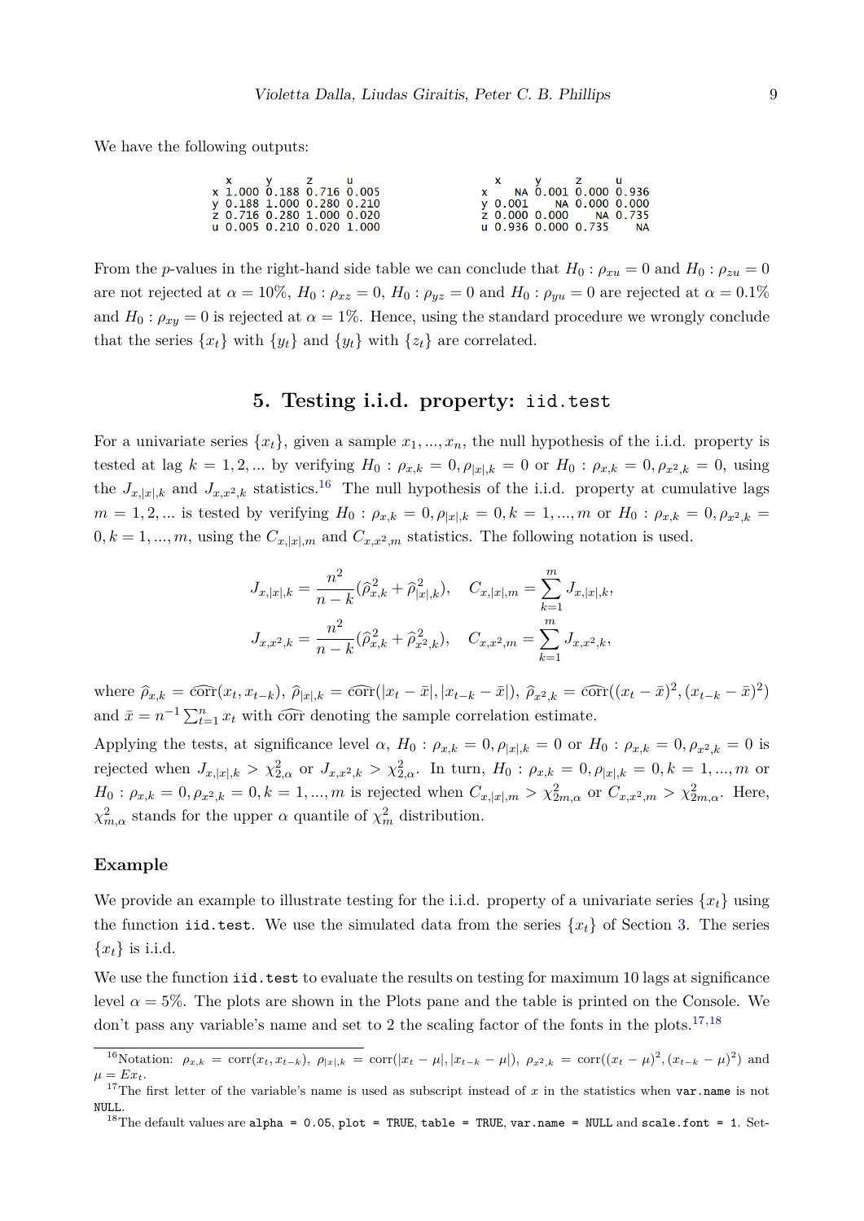We have the following outputs:

```
      x     y     z     u
x 1.000 0.188 0.716 0.005
y 0.188 1.000 0.280 0.210
z 0.716 0.280 1.000 0.020
u 0.005 0.210 0.020 1.000
```

```
      x     y     z     u
x    NA 0.001 0.000 0.936
y 0.001    NA 0.000 0.000
z 0.000 0.000    NA 0.735
u 0.936 0.000 0.735    NA
```

From the $p$-values in the right-hand side table we can conclude that $H_0 : \rho_{xu} = 0$ and $H_0 : \rho_{zu} = 0$ are not rejected at $\alpha = 10\%$, $H_0 : \rho_{xz} = 0$, $H_0 : \rho_{yz} = 0$ and $H_0 : \rho_{yu} = 0$ are rejected at $\alpha = 0.1\%$ and $H_0 : \rho_{xy} = 0$ is rejected at $\alpha = 1\%$. Hence, using the standard procedure we wrongly conclude that the series $\{x_t\}$ with $\{y_t\}$ and $\{y_t\}$ with $\{z_t\}$ are correlated.

## 5. Testing i.i.d. property: `iid.test`

For a univariate series $\{x_t\}$, given a sample $x_1, ..., x_n$, the null hypothesis of the i.i.d. property is tested at lag $k = 1, 2, ...$ by verifying $H_0 : \rho_{x,k} = 0, \rho_{|x|,k} = 0$ or $H_0 : \rho_{x,k} = 0, \rho_{x^2,k} = 0$, using the $J_{x,|x|,k}$ and $J_{x,x^2,k}$ statistics.[16] The null hypothesis of the i.i.d. property at cumulative lags $m = 1, 2, ...$ is tested by verifying $H_0 : \rho_{x,k} = 0, \rho_{|x|,k} = 0, k = 1, ..., m$ or $H_0 : \rho_{x,k} = 0, \rho_{x^2,k} = 0, k = 1, ..., m$, using the $C_{x,|x|,m}$ and $C_{x,x^2,m}$ statistics. The following notation is used.

$$J_{x,|x|,k} = \frac{n^2}{n-k}(\widehat{\rho}^2_{x,k} + \widehat{\rho}^2_{|x|,k}), \quad C_{x,|x|,m} = \sum_{k=1}^{m} J_{x,|x|,k},$$

$$J_{x,x^2,k} = \frac{n^2}{n-k}(\widehat{\rho}^2_{x,k} + \widehat{\rho}^2_{x^2,k}), \quad C_{x,x^2,m} = \sum_{k=1}^{m} J_{x,x^2,k},$$

where $\widehat{\rho}_{x,k} = \widehat{\text{corr}}(x_t, x_{t-k})$, $\widehat{\rho}_{|x|,k} = \widehat{\text{corr}}(|x_t - \bar{x}|, |x_{t-k} - \bar{x}|)$, $\widehat{\rho}_{x^2,k} = \widehat{\text{corr}}((x_t - \bar{x})^2, (x_{t-k} - \bar{x})^2)$ and $\bar{x} = n^{-1} \sum_{t=1}^{n} x_t$ with $\widehat{\text{corr}}$ denoting the sample correlation estimate.

Applying the tests, at significance level $\alpha$, $H_0 : \rho_{x,k} = 0, \rho_{|x|,k} = 0$ or $H_0 : \rho_{x,k} = 0, \rho_{x^2,k} = 0$ is rejected when $J_{x,|x|,k} > \chi^2_{2,\alpha}$ or $J_{x,x^2,k} > \chi^2_{2,\alpha}$. In turn, $H_0 : \rho_{x,k} = 0, \rho_{|x|,k} = 0, k = 1, ..., m$ or $H_0 : \rho_{x,k} = 0, \rho_{x^2,k} = 0, k = 1, ..., m$ is rejected when $C_{x,|x|,m} > \chi^2_{2m,\alpha}$ or $C_{x,x^2,m} > \chi^2_{2m,\alpha}$. Here, $\chi^2_{m,\alpha}$ stands for the upper $\alpha$ quantile of $\chi^2_m$ distribution.

### Example

We provide an example to illustrate testing for the i.i.d. property of a univariate series $\{x_t\}$ using the function `iid.test`. We use the simulated data from the series $\{x_t\}$ of Section 3. The series $\{x_t\}$ is i.i.d.

We use the function `iid.test` to evaluate the results on testing for maximum 10 lags at significance level $\alpha = 5\%$. The plots are shown in the Plots pane and the table is printed on the Console. We don't pass any variable's name and set to 2 the scaling factor of the fonts in the plots.[17,18]

---

[16] Notation: $\rho_{x,k} = \text{corr}(x_t, x_{t-k})$, $\rho_{|x|,k} = \text{corr}(|x_t - \mu|, |x_{t-k} - \mu|)$, $\rho_{x^2,k} = \text{corr}((x_t - \mu)^2, (x_{t-k} - \mu)^2)$ and $\mu = Ex_t$.

[17] The first letter of the variable's name is used as subscript instead of $x$ in the statistics when `var.name` is not `NULL`.

[18] The default values are `alpha = 0.05`, `plot = TRUE`, `table = TRUE`, `var.name = NULL` and `scale.font = 1`. Set-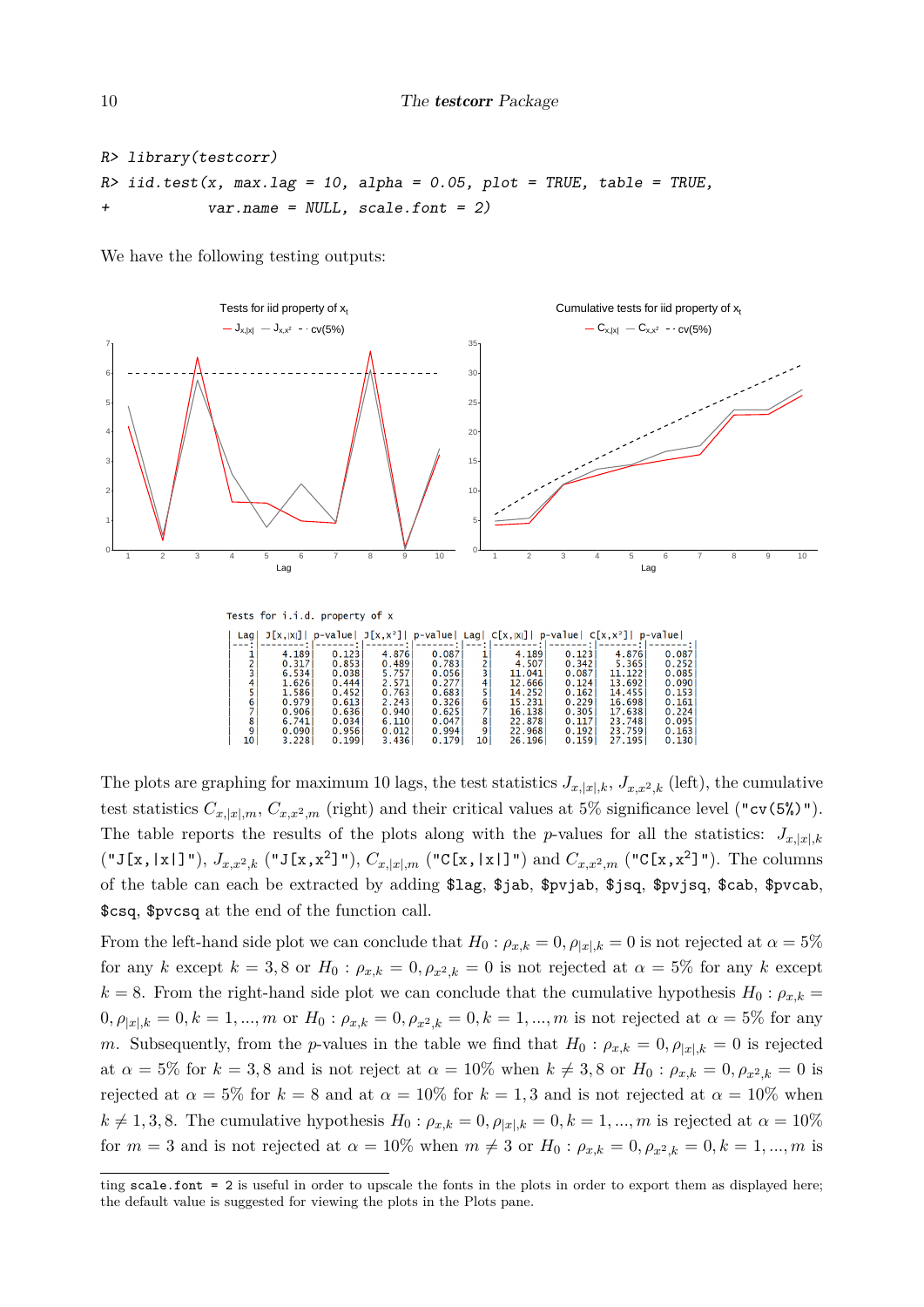```
R> library(testcorr)
R> iid.test(x, max.lag = 10, alpha = 0.05, plot = TRUE, table = TRUE,
+           var.name = NULL, scale.font = 2)
```

We have the following testing outputs:

Tests for i.i.d. property of x

| Lag | J[x,\|x\|] | p-value | J[x,x²] | p-value | Lag | C[x,\|x\|] | p-value | C[x,x²] | p-value |
|---|---|---|---|---|---|---|---|---|---|
| 1 | 4.189 | 0.123 | 4.876 | 0.087 | 1 | 4.189 | 0.123 | 4.876 | 0.087 |
| 2 | 0.317 | 0.853 | 0.489 | 0.783 | 2 | 4.507 | 0.342 | 5.365 | 0.252 |
| 3 | 6.534 | 0.038 | 5.757 | 0.056 | 3 | 11.041 | 0.087 | 11.122 | 0.085 |
| 4 | 1.626 | 0.444 | 2.571 | 0.277 | 4 | 12.666 | 0.124 | 13.692 | 0.090 |
| 5 | 1.586 | 0.452 | 0.763 | 0.683 | 5 | 14.252 | 0.162 | 14.455 | 0.153 |
| 6 | 0.979 | 0.613 | 2.243 | 0.326 | 6 | 15.231 | 0.229 | 16.698 | 0.161 |
| 7 | 0.906 | 0.636 | 0.940 | 0.625 | 7 | 16.138 | 0.305 | 17.638 | 0.224 |
| 8 | 6.741 | 0.034 | 6.110 | 0.047 | 8 | 22.878 | 0.117 | 23.748 | 0.095 |
| 9 | 0.090 | 0.956 | 0.012 | 0.994 | 9 | 22.968 | 0.192 | 23.759 | 0.163 |
| 10 | 3.228 | 0.199 | 3.436 | 0.179 | 10 | 26.196 | 0.159 | 27.195 | 0.130 |

The plots are graphing for maximum 10 lags, the test statistics $J_{x,|x|,k}$, $J_{x,x^2,k}$ (left), the cumulative test statistics $C_{x,|x|,m}$, $C_{x,x^2,m}$ (right) and their critical values at 5% significance level (`"cv(5%)"`). The table reports the results of the plots along with the $p$-values for all the statistics: $J_{x,|x|,k}$ (`"J[x,|x|]"`), $J_{x,x^2,k}$ (`"J[x,x²]"`), $C_{x,|x|,m}$ (`"C[x,|x|]"`) and $C_{x,x^2,m}$ (`"C[x,x²]"`). The columns of the table can each be extracted by adding `$lag`, `$jab`, `$pvjab`, `$jsq`, `$pvjsq`, `$cab`, `$pvcab`, `$csq`, `$pvcsq` at the end of the function call.

From the left-hand side plot we can conclude that $H_0 : \rho_{x,k} = 0, \rho_{|x|,k} = 0$ is not rejected at $\alpha = 5\%$ for any $k$ except $k = 3, 8$ or $H_0 : \rho_{x,k} = 0, \rho_{x^2,k} = 0$ is not rejected at $\alpha = 5\%$ for any $k$ except $k = 8$. From the right-hand side plot we can conclude that the cumulative hypothesis $H_0 : \rho_{x,k} = 0, \rho_{|x|,k} = 0, k = 1, ..., m$ or $H_0 : \rho_{x,k} = 0, \rho_{x^2,k} = 0, k = 1, ..., m$ is not rejected at $\alpha = 5\%$ for any $m$. Subsequently, from the $p$-values in the table we find that $H_0 : \rho_{x,k} = 0, \rho_{|x|,k} = 0$ is rejected at $\alpha = 5\%$ for $k = 3, 8$ and is not reject at $\alpha = 10\%$ when $k \neq 3, 8$ or $H_0 : \rho_{x,k} = 0, \rho_{x^2,k} = 0$ is rejected at $\alpha = 5\%$ for $k = 8$ and at $\alpha = 10\%$ for $k = 1, 3$ and is not rejected at $\alpha = 10\%$ when $k \neq 1, 3, 8$. The cumulative hypothesis $H_0 : \rho_{x,k} = 0, \rho_{|x|,k} = 0, k = 1, ..., m$ is rejected at $\alpha = 10\%$ for $m = 3$ and is not rejected at $\alpha = 10\%$ when $m \neq 3$ or $H_0 : \rho_{x,k} = 0, \rho_{x^2,k} = 0, k = 1, ..., m$ is

ting `scale.font = 2` is useful in order to upscale the fonts in the plots in order to export them as displayed here; the default value is suggested for viewing the plots in the Plots pane.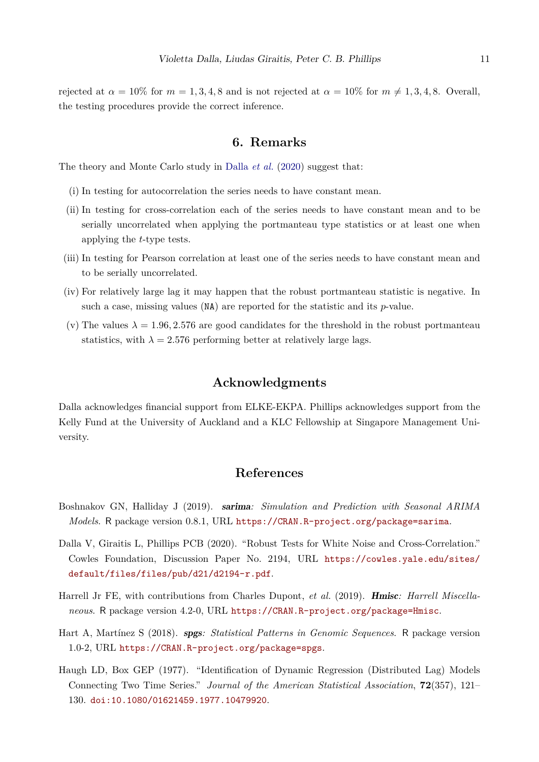rejected at $\alpha = 10\%$ for $m = 1, 3, 4, 8$ and is not rejected at $\alpha = 10\%$ for $m \neq 1, 3, 4, 8$. Overall, the testing procedures provide the correct inference.

## 6. Remarks

The theory and Monte Carlo study in Dalla *et al.* (2020) suggest that:

(i) In testing for autocorrelation the series needs to have constant mean.

(ii) In testing for cross-correlation each of the series needs to have constant mean and to be serially uncorrelated when applying the portmanteau type statistics or at least one when applying the $t$-type tests.

(iii) In testing for Pearson correlation at least one of the series needs to have constant mean and to be serially uncorrelated.

(iv) For relatively large lag it may happen that the robust portmanteau statistic is negative. In such a case, missing values (`NA`) are reported for the statistic and its $p$-value.

(v) The values $\lambda = 1.96, 2.576$ are good candidates for the threshold in the robust portmanteau statistics, with $\lambda = 2.576$ performing better at relatively large lags.

## Acknowledgments

Dalla acknowledges financial support from ELKE-EKPA. Phillips acknowledges support from the Kelly Fund at the University of Auckland and a KLC Fellowship at Singapore Management University.

## References

Boshnakov GN, Halliday J (2019). ***sarima**: Simulation and Prediction with Seasonal ARIMA Models*. R package version 0.8.1, URL https://CRAN.R-project.org/package=sarima.

Dalla V, Giraitis L, Phillips PCB (2020). "Robust Tests for White Noise and Cross-Correlation." Cowles Foundation, Discussion Paper No. 2194, URL https://cowles.yale.edu/sites/default/files/files/pub/d21/d2194-r.pdf.

Harrell Jr FE, with contributions from Charles Dupont, *et al.* (2019). ***Hmisc**: Harrell Miscellaneous*. R package version 4.2-0, URL https://CRAN.R-project.org/package=Hmisc.

Hart A, Martínez S (2018). ***spgs**: Statistical Patterns in Genomic Sequences*. R package version 1.0-2, URL https://CRAN.R-project.org/package=spgs.

Haugh LD, Box GEP (1977). "Identification of Dynamic Regression (Distributed Lag) Models Connecting Two Time Series." *Journal of the American Statistical Association*, **72**(357), 121–130. doi:10.1080/01621459.1977.10479920.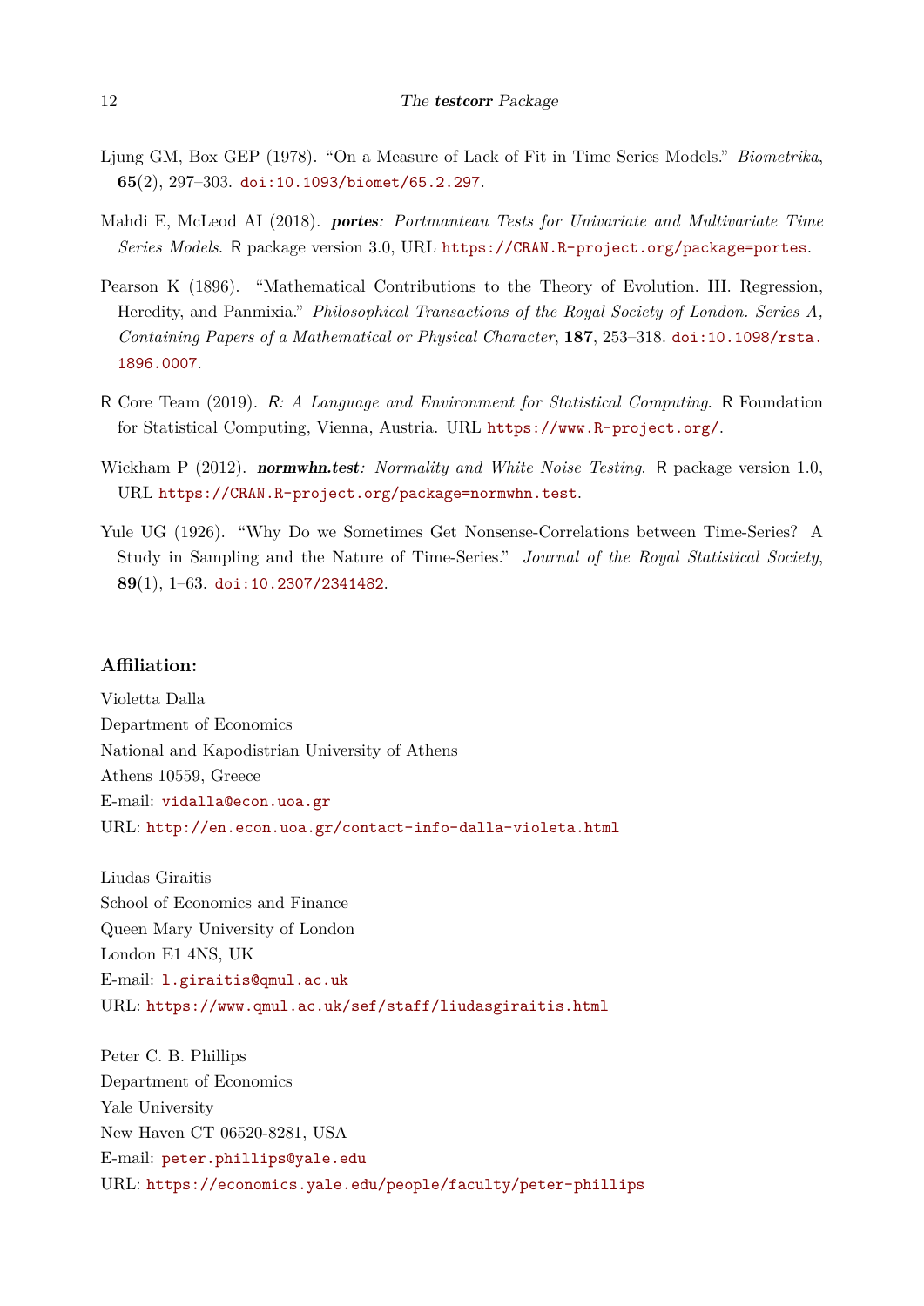Ljung GM, Box GEP (1978). "On a Measure of Lack of Fit in Time Series Models." *Biometrika*, **65**(2), 297–303. doi:10.1093/biomet/65.2.297.

Mahdi E, McLeod AI (2018). ***portes**: Portmanteau Tests for Univariate and Multivariate Time Series Models*. R package version 3.0, URL https://CRAN.R-project.org/package=portes.

Pearson K (1896). "Mathematical Contributions to the Theory of Evolution. III. Regression, Heredity, and Panmixia." *Philosophical Transactions of the Royal Society of London. Series A, Containing Papers of a Mathematical or Physical Character*, **187**, 253–318. doi:10.1098/rsta.1896.0007.

R Core Team (2019). *R: A Language and Environment for Statistical Computing*. R Foundation for Statistical Computing, Vienna, Austria. URL https://www.R-project.org/.

Wickham P (2012). ***normwhn.test**: Normality and White Noise Testing*. R package version 1.0, URL https://CRAN.R-project.org/package=normwhn.test.

Yule UG (1926). "Why Do we Sometimes Get Nonsense-Correlations between Time-Series? A Study in Sampling and the Nature of Time-Series." *Journal of the Royal Statistical Society*, **89**(1), 1–63. doi:10.2307/2341482.

**Affiliation:**

Violetta Dalla
Department of Economics
National and Kapodistrian University of Athens
Athens 10559, Greece
E-mail: vidalla@econ.uoa.gr
URL: http://en.econ.uoa.gr/contact-info-dalla-violeta.html

Liudas Giraitis
School of Economics and Finance
Queen Mary University of London
London E1 4NS, UK
E-mail: l.giraitis@qmul.ac.uk
URL: https://www.qmul.ac.uk/sef/staff/liudasgiraitis.html

Peter C. B. Phillips
Department of Economics
Yale University
New Haven CT 06520-8281, USA
E-mail: peter.phillips@yale.edu
URL: https://economics.yale.edu/people/faculty/peter-phillips